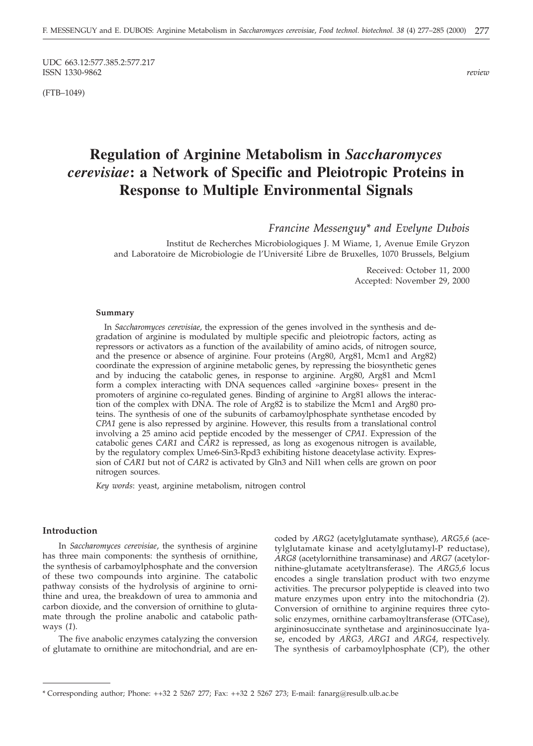UDC 663.12:577.385.2:577.217
ISSN 1330-9862

*review*

(FTB–1049)

# Regulation of Arginine Metabolism in *Saccharomyces cerevisiae*: a Network of Specific and Pleiotropic Proteins in Response to Multiple Environmental Signals

*Francine Messenguy\* and Evelyne Dubois*

Institut de Recherches Microbiologiques J. M Wiame, 1, Avenue Emile Gryzon and Laboratoire de Microbiologie de l'Université Libre de Bruxelles, 1070 Brussels, Belgium

Received: October 11, 2000
Accepted: November 29, 2000

### Summary

In *Saccharomyces cerevisiae*, the expression of the genes involved in the synthesis and degradation of arginine is modulated by multiple specific and pleiotropic factors, acting as repressors or activators as a function of the availability of amino acids, of nitrogen source, and the presence or absence of arginine. Four proteins (Arg80, Arg81, Mcm1 and Arg82) coordinate the expression of arginine metabolic genes, by repressing the biosynthetic genes and by inducing the catabolic genes, in response to arginine. Arg80, Arg81 and Mcm1 form a complex interacting with DNA sequences called »arginine boxes« present in the promoters of arginine co-regulated genes. Binding of arginine to Arg81 allows the interaction of the complex with DNA. The role of Arg82 is to stabilize the Mcm1 and Arg80 proteins. The synthesis of one of the subunits of carbamoylphosphate synthetase encoded by *CPA1* gene is also repressed by arginine. However, this results from a translational control involving a 25 amino acid peptide encoded by the messenger of *CPA1*. Expression of the catabolic genes *CAR1* and *CAR2* is repressed, as long as exogenous nitrogen is available, by the regulatory complex Ume6-Sin3-Rpd3 exhibiting histone deacetylase activity. Expression of *CAR1* but not of *CAR2* is activated by Gln3 and Nil1 when cells are grown on poor nitrogen sources.

*Key words*: yeast, arginine metabolism, nitrogen control

## Introduction

In *Saccharomyces cerevisiae*, the synthesis of arginine has three main components: the synthesis of ornithine, the synthesis of carbamoylphosphate and the conversion of these two compounds into arginine. The catabolic pathway consists of the hydrolysis of arginine to ornithine and urea, the breakdown of urea to ammonia and carbon dioxide, and the conversion of ornithine to glutamate through the proline anabolic and catabolic pathways (*1*).

The five anabolic enzymes catalyzing the conversion of glutamate to ornithine are mitochondrial, and are encoded by *ARG2* (acetylglutamate synthase), *ARG5,6* (acetylglutamate kinase and acetylglutamyl-P reductase), *ARG8* (acetylornithine transaminase) and *ARG7* (acetylornithine-glutamate acetyltransferase). The *ARG5,6* locus encodes a single translation product with two enzyme activities. The precursor polypeptide is cleaved into two mature enzymes upon entry into the mitochondria (*2*). Conversion of ornithine to arginine requires three cytosolic enzymes, ornithine carbamoyltransferase (OTCase), argininosuccinate synthetase and argininosuccinate lyase, encoded by *ARG3*, *ARG1* and *ARG4*, respectively. The synthesis of carbamoylphosphate (CP), the other

\* Corresponding author; Phone: ++32 2 5267 277; Fax: ++32 2 5267 273; E-mail: fanarg@resulb.ulb.ac.be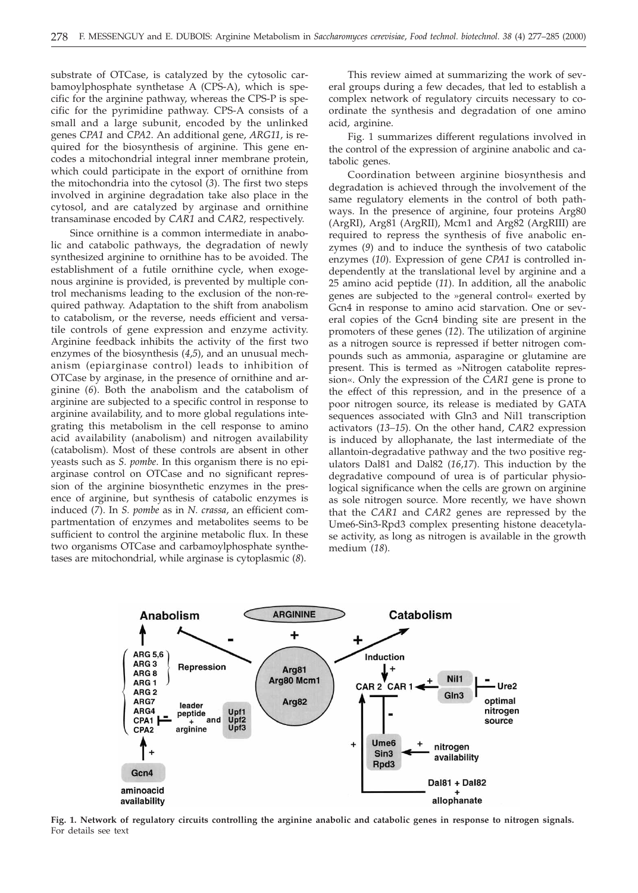substrate of OTCase, is catalyzed by the cytosolic carbamoylphosphate synthetase A (CPS-A), which is specific for the arginine pathway, whereas the CPS-P is specific for the pyrimidine pathway. CPS-A consists of a small and a large subunit, encoded by the unlinked genes *CPA1* and *CPA2*. An additional gene, *ARG11*, is required for the biosynthesis of arginine. This gene encodes a mitochondrial integral inner membrane protein, which could participate in the export of ornithine from the mitochondria into the cytosol (*3*). The first two steps involved in arginine degradation take also place in the cytosol, and are catalyzed by arginase and ornithine transaminase encoded by *CAR1* and *CAR2*, respectively.

Since ornithine is a common intermediate in anabolic and catabolic pathways, the degradation of newly synthesized arginine to ornithine has to be avoided. The establishment of a futile ornithine cycle, when exogenous arginine is provided, is prevented by multiple control mechanisms leading to the exclusion of the non-required pathway. Adaptation to the shift from anabolism to catabolism, or the reverse, needs efficient and versatile controls of gene expression and enzyme activity. Arginine feedback inhibits the activity of the first two enzymes of the biosynthesis (*4,5*), and an unusual mechanism (epiarginase control) leads to inhibition of OTCase by arginase, in the presence of ornithine and arginine (*6*). Both the anabolism and the catabolism of arginine are subjected to a specific control in response to arginine availability, and to more global regulations integrating this metabolism in the cell response to amino acid availability (anabolism) and nitrogen availability (catabolism). Most of these controls are absent in other yeasts such as *S. pombe*. In this organism there is no epiarginase control on OTCase and no significant repression of the arginine biosynthetic enzymes in the presence of arginine, but synthesis of catabolic enzymes is induced (*7*). In *S. pombe* as in *N. crassa*, an efficient compartmentation of enzymes and metabolites seems to be sufficient to control the arginine metabolic flux. In these two organisms OTCase and carbamoylphosphate synthetases are mitochondrial, while arginase is cytoplasmic (*8*).

This review aimed at summarizing the work of several groups during a few decades, that led to establish a complex network of regulatory circuits necessary to coordinate the synthesis and degradation of one amino acid, arginine.

Fig. 1 summarizes different regulations involved in the control of the expression of arginine anabolic and catabolic genes.

Coordination between arginine biosynthesis and degradation is achieved through the involvement of the same regulatory elements in the control of both pathways. In the presence of arginine, four proteins Arg80 (ArgRI), Arg81 (ArgRII), Mcm1 and Arg82 (ArgRIII) are required to repress the synthesis of five anabolic enzymes (*9*) and to induce the synthesis of two catabolic enzymes (*10*). Expression of gene *CPA1* is controlled independently at the translational level by arginine and a 25 amino acid peptide (*11*). In addition, all the anabolic genes are subjected to the »general control« exerted by Gcn4 in response to amino acid starvation. One or several copies of the Gcn4 binding site are present in the promoters of these genes (*12*). The utilization of arginine as a nitrogen source is repressed if better nitrogen compounds such as ammonia, asparagine or glutamine are present. This is termed as »Nitrogen catabolite repression«. Only the expression of the *CAR1* gene is prone to the effect of this repression, and in the presence of a poor nitrogen source, its release is mediated by GATA sequences associated with Gln3 and Nil1 transcription activators (*13–15*). On the other hand, *CAR2* expression is induced by allophanate, the last intermediate of the allantoin-degradative pathway and the two positive regulators Dal81 and Dal82 (*16,17*). This induction by the degradative compound of urea is of particular physiological significance when the cells are grown on arginine as sole nitrogen source. More recently, we have shown that the *CAR1* and *CAR2* genes are repressed by the Ume6-Sin3-Rpd3 complex presenting histone deacetylase activity, as long as nitrogen is available in the growth medium (*18*).

**Fig. 1. Network of regulatory circuits controlling the arginine anabolic and catabolic genes in response to nitrogen signals.** For details see text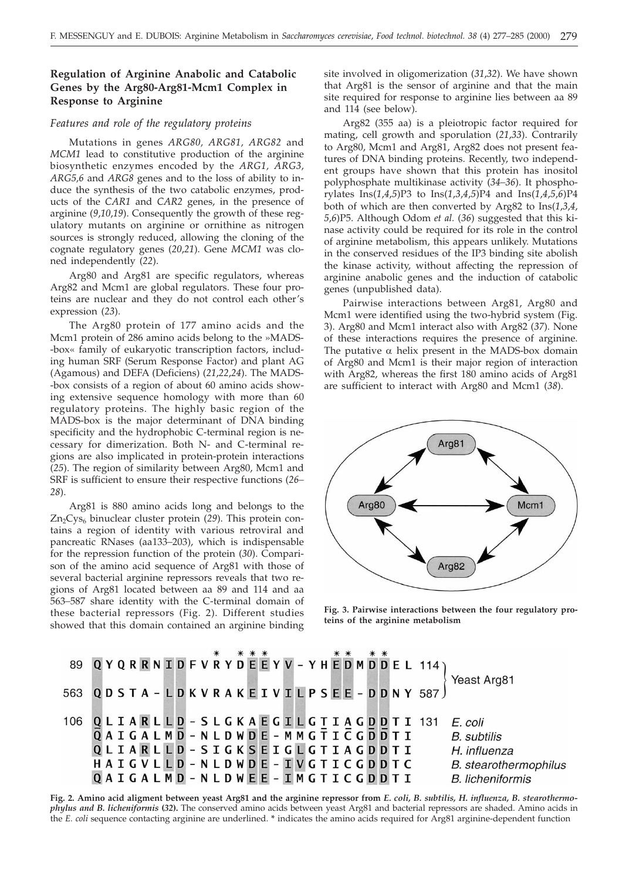## Regulation of Arginine Anabolic and Catabolic Genes by the Arg80-Arg81-Mcm1 Complex in Response to Arginine

### *Features and role of the regulatory proteins*

Mutations in genes *ARG80, ARG81, ARG82* and *MCM1* lead to constitutive production of the arginine biosynthetic enzymes encoded by the *ARG1, ARG3, ARG5,6* and *ARG8* genes and to the loss of ability to induce the synthesis of the two catabolic enzymes, products of the *CAR1* and *CAR2* genes, in the presence of arginine (*9,10,19*). Consequently the growth of these regulatory mutants on arginine or ornithine as nitrogen sources is strongly reduced, allowing the cloning of the cognate regulatory genes (*20,21*). Gene *MCM1* was cloned independently (*22*).

Arg80 and Arg81 are specific regulators, whereas Arg82 and Mcm1 are global regulators. These four proteins are nuclear and they do not control each other's expression (*23*).

The Arg80 protein of 177 amino acids and the Mcm1 protein of 286 amino acids belong to the »MADS-box« family of eukaryotic transcription factors, including human SRF (Serum Response Factor) and plant AG (Agamous) and DEFA (Deficiens) (*21,22,24*). The MADS-box consists of a region of about 60 amino acids showing extensive sequence homology with more than 60 regulatory proteins. The highly basic region of the MADS-box is the major determinant of DNA binding specificity and the hydrophobic C-terminal region is necessary for dimerization. Both N- and C-terminal regions are also implicated in protein-protein interactions (*25*). The region of similarity between Arg80, Mcm1 and SRF is sufficient to ensure their respective functions (*26–28*).

Arg81 is 880 amino acids long and belongs to the $Zn_2Cys_6$ binuclear cluster protein (*29*). This protein contains a region of identity with various retroviral and pancreatic RNases (aa133–203), which is indispensable for the repression function of the protein (*30*). Comparison of the amino acid sequence of Arg81 with those of several bacterial arginine repressors reveals that two regions of Arg81 located between aa 89 and 114 and aa 563–587 share identity with the C-terminal domain of these bacterial repressors (Fig. 2). Different studies showed that this domain contained an arginine binding site involved in oligomerization (*31,32*). We have shown that Arg81 is the sensor of arginine and that the main site required for response to arginine lies between aa 89 and 114 (see below).

Arg82 (355 aa) is a pleiotropic factor required for mating, cell growth and sporulation (*21,33*). Contrarily to Arg80, Mcm1 and Arg81, Arg82 does not present features of DNA binding proteins. Recently, two independent groups have shown that this protein has inositol polyphosphate multikinase activity (*34–36*). It phosphorylates Ins(*1,4,5*)P3 to Ins(*1,3,4,5*)P4 and Ins(*1,4,5,6*)P4 both of which are then converted by Arg82 to Ins(*1,3,4,5,6*)P5. Although Odom *et al.* (*36*) suggested that this kinase activity could be required for its role in the control of arginine metabolism, this appears unlikely. Mutations in the conserved residues of the IP3 binding site abolish the kinase activity, without affecting the repression of arginine anabolic genes and the induction of catabolic genes (unpublished data).

Pairwise interactions between Arg81, Arg80 and Mcm1 were identified using the two-hybrid system (Fig. 3). Arg80 and Mcm1 interact also with Arg82 (*37*). None of these interactions requires the presence of arginine. The putative α helix present in the MADS-box domain of Arg80 and Mcm1 is their major region of interaction with Arg82, whereas the first 180 amino acids of Arg81 are sufficient to interact with Arg80 and Mcm1 (*38*).

**Fig. 3. Pairwise interactions between the four regulatory proteins of the arginine metabolism**

```
                  *   * * *          * *   * *
 89  Q Y Q R R N I D F V R Y D E E Y V - Y H E D M D D E L  114 }
                                                              } Yeast Arg81
563  Q D S T A - L D K V R A K E I V I L P S E E - D D N Y  587 }

106  Q L I A R L L D - S L G K A E G I L G T I A G D D T I  131   E. coli
     Q A I G A L M D - N L D W D E - M M G T I C G D D T I        B. subtilis
     Q L I A R L L D - S I G K S E I G L G T I A G D D T I        H. influenza
     H A I G V L L D - N L D W D E - I V G T I C G D D T C        B. stearothermophilus
     Q A I G A L M D - N L D W E E - I M G T I C G D D T I        B. licheniformis
```

**Fig. 2. Amino acid aligment between yeast Arg81 and the arginine repressor from *E. coli*, *B. subtilis*, *H. influenza*, *B. stearothermophylus* and *B. licheniformis* (32).** The conserved amino acids between yeast Arg81 and bacterial repressors are shaded. Amino acids in the *E. coli* sequence contacting arginine are underlined. * indicates the amino acids required for Arg81 arginine-dependent function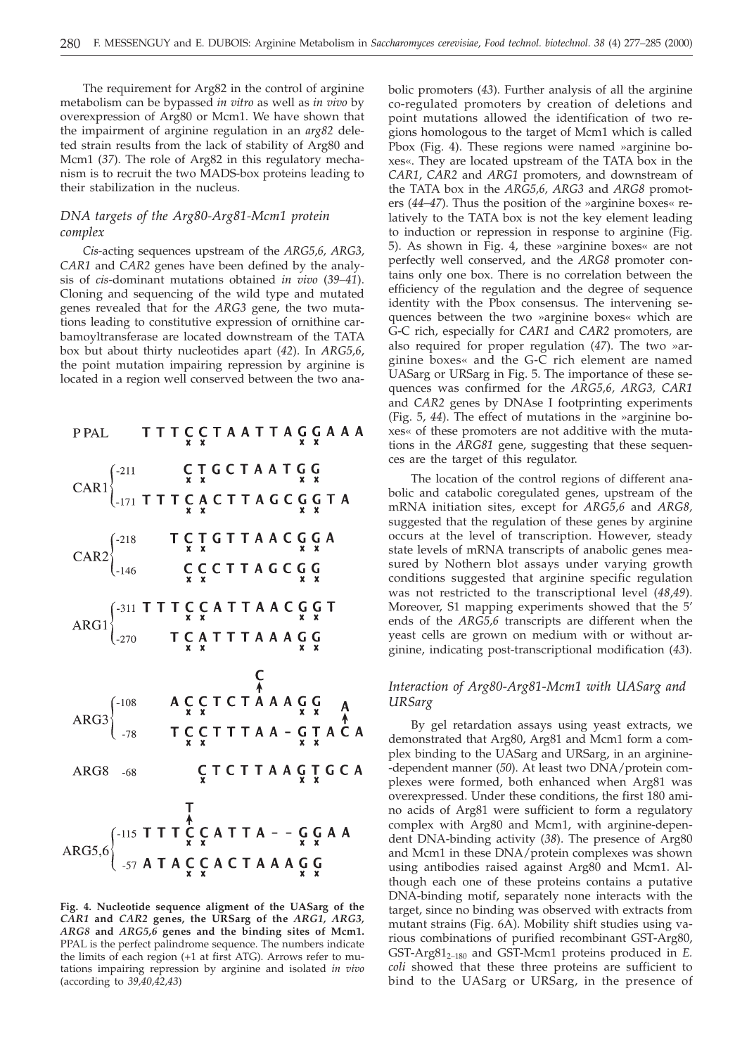The requirement for Arg82 in the control of arginine metabolism can be bypassed *in vitro* as well as *in vivo* by overexpression of Arg80 or Mcm1. We have shown that the impairment of arginine regulation in an *arg82* deleted strain results from the lack of stability of Arg80 and Mcm1 (*37*). The role of Arg82 in this regulatory mechanism is to recruit the two MADS-box proteins leading to their stabilization in the nucleus.

### *DNA targets of the Arg80-Arg81-Mcm1 protein complex*

*Cis*-acting sequences upstream of the *ARG5,6*, *ARG3*, *CAR1* and *CAR2* genes have been defined by the analysis of *cis*-dominant mutations obtained *in vivo* (*39–41*). Cloning and sequencing of the wild type and mutated genes revealed that for the *ARG3* gene, the two mutations leading to constitutive expression of ornithine carbamoyltransferase are located downstream of the TATA box but about thirty nucleotides apart (*42*). In *ARG5,6*, the point mutation impairing repression by arginine is located in a region well conserved between the two anabolic promoters (*43*). Further analysis of all the arginine co-regulated promoters by creation of deletions and point mutations allowed the identification of two regions homologous to the target of Mcm1 which is called Pbox (Fig. 4). These regions were named »arginine boxes«. They are located upstream of the TATA box in the *CAR1*, *CAR2* and *ARG1* promoters, and downstream of the TATA box in the *ARG5,6*, *ARG3* and *ARG8* promoters (*44–47*). Thus the position of the »arginine boxes« relatively to the TATA box is not the key element leading to induction or repression in response to arginine (Fig. 5). As shown in Fig. 4, these »arginine boxes« are not perfectly well conserved, and the *ARG8* promoter contains only one box. There is no correlation between the efficiency of the regulation and the degree of sequence identity with the Pbox consensus. The intervening sequences between the two »arginine boxes« which are G-C rich, especially for *CAR1* and *CAR2* promoters, are also required for proper regulation (*47*). The two »arginine boxes« and the G-C rich element are named UASarg or URSarg in Fig. 5. The importance of these sequences was confirmed for the *ARG5,6*, *ARG3*, *CAR1* and *CAR2* genes by DNAse I footprinting experiments (Fig. 5, *44*). The effect of mutations in the »arginine boxes« of these promoters are not additive with the mutations in the *ARG81* gene, suggesting that these sequences are the target of this regulator.

The location of the control regions of different anabolic and catabolic coregulated genes, upstream of the mRNA initiation sites, except for *ARG5,6* and *ARG8*, suggested that the regulation of these genes by arginine occurs at the level of transcription. However, steady state levels of mRNA transcripts of anabolic genes measured by Nothern blot assays under varying growth conditions suggested that arginine specific regulation was not restricted to the transcriptional level (*48,49*). Moreover, S1 mapping experiments showed that the 5' ends of the *ARG5,6* transcripts are different when the yeast cells are grown on medium with or without arginine, indicating post-transcriptional modification (*43*).

```
PPAL          TTTCCTAATTAGGAAA

CAR1   -211       CTGCTAATGG
       -171   TTTCACTTAGCGGTA

CAR2   -218      TCTGTTAACGGA
       -146       CCCTTAGCGG

ARG1   -311   TTTCCATTAACGGT
       -270      TCATTTAAAGG

                        C
ARG3   -108      ACCTCTAAAGG    A
        -78      TCCTTTAA-GTACA

ARG8    -68       CTCTTAAGTGCA

                  T
ARG5,6 -115   TTTCCATTA--GGAA
        -57   ATACCACTAAAGG
```

**Fig. 4. Nucleotide sequence aligment of the UASarg of the *CAR1* and *CAR2* genes, the URSarg of the *ARG1*, *ARG3*, *ARG8* and *ARG5,6* genes and the binding sites of Mcm1.** PPAL is the perfect palindrome sequence. The numbers indicate the limits of each region (+1 at first ATG). Arrows refer to mutations impairing repression by arginine and isolated *in vivo* (according to *39,40,42,43*)

### *Interaction of Arg80-Arg81-Mcm1 with UASarg and URSarg*

By gel retardation assays using yeast extracts, we demonstrated that Arg80, Arg81 and Mcm1 form a complex binding to the UASarg and URSarg, in an arginine-dependent manner (*50*). At least two DNA/protein complexes were formed, both enhanced when Arg81 was overexpressed. Under these conditions, the first 180 amino acids of Arg81 were sufficient to form a regulatory complex with Arg80 and Mcm1, with arginine-dependent DNA-binding activity (*38*). The presence of Arg80 and Mcm1 in these DNA/protein complexes was shown using antibodies raised against Arg80 and Mcm1. Although each one of these proteins contains a putative DNA-binding motif, separately none interacts with the target, since no binding was observed with extracts from mutant strains (Fig. 6A). Mobility shift studies using various combinations of purified recombinant GST-Arg80, GST-Arg81$_{2-180}$ and GST-Mcm1 proteins produced in *E. coli* showed that these three proteins are sufficient to bind to the UASarg or URSarg, in the presence of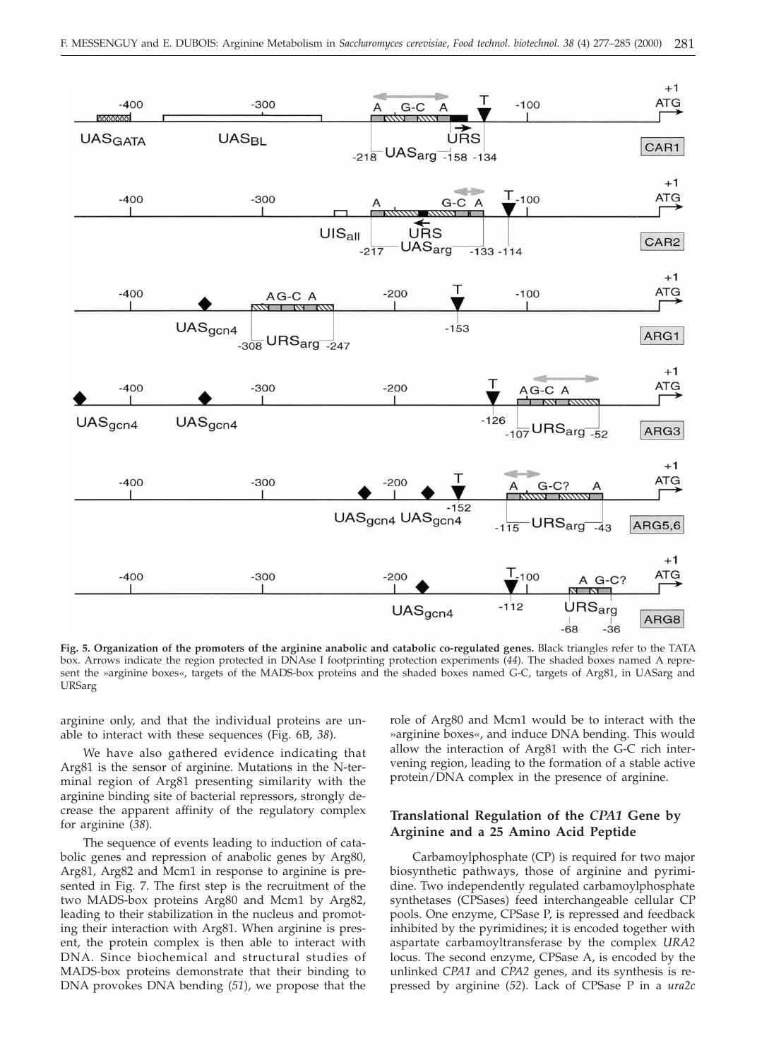**Fig. 5. Organization of the promoters of the arginine anabolic and catabolic co-regulated genes.** Black triangles refer to the TATA box. Arrows indicate the region protected in DNAse I footprinting protection experiments (*44*). The shaded boxes named A represent the »arginine boxes«, targets of the MADS-box proteins and the shaded boxes named G-C, targets of Arg81, in UASarg and URSarg

arginine only, and that the individual proteins are unable to interact with these sequences (Fig. 6B, *38*).

We have also gathered evidence indicating that Arg81 is the sensor of arginine. Mutations in the N-terminal region of Arg81 presenting similarity with the arginine binding site of bacterial repressors, strongly decrease the apparent affinity of the regulatory complex for arginine (*38*).

The sequence of events leading to induction of catabolic genes and repression of anabolic genes by Arg80, Arg81, Arg82 and Mcm1 in response to arginine is presented in Fig. 7. The first step is the recruitment of the two MADS-box proteins Arg80 and Mcm1 by Arg82, leading to their stabilization in the nucleus and promoting their interaction with Arg81. When arginine is present, the protein complex is then able to interact with DNA. Since biochemical and structural studies of MADS-box proteins demonstrate that their binding to DNA provokes DNA bending (*51*), we propose that the role of Arg80 and Mcm1 would be to interact with the »arginine boxes«, and induce DNA bending. This would allow the interaction of Arg81 with the G-C rich intervening region, leading to the formation of a stable active protein/DNA complex in the presence of arginine.

## Translational Regulation of the *CPA1* Gene by Arginine and a 25 Amino Acid Peptide

Carbamoylphosphate (CP) is required for two major biosynthetic pathways, those of arginine and pyrimidine. Two independently regulated carbamoylphosphate synthetases (CPSases) feed interchangeable cellular CP pools. One enzyme, CPSase P, is repressed and feedback inhibited by the pyrimidines; it is encoded together with aspartate carbamoyltransferase by the complex *URA2* locus. The second enzyme, CPSase A, is encoded by the unlinked *CPA1* and *CPA2* genes, and its synthesis is repressed by arginine (*52*). Lack of CPSase P in a *ura2c*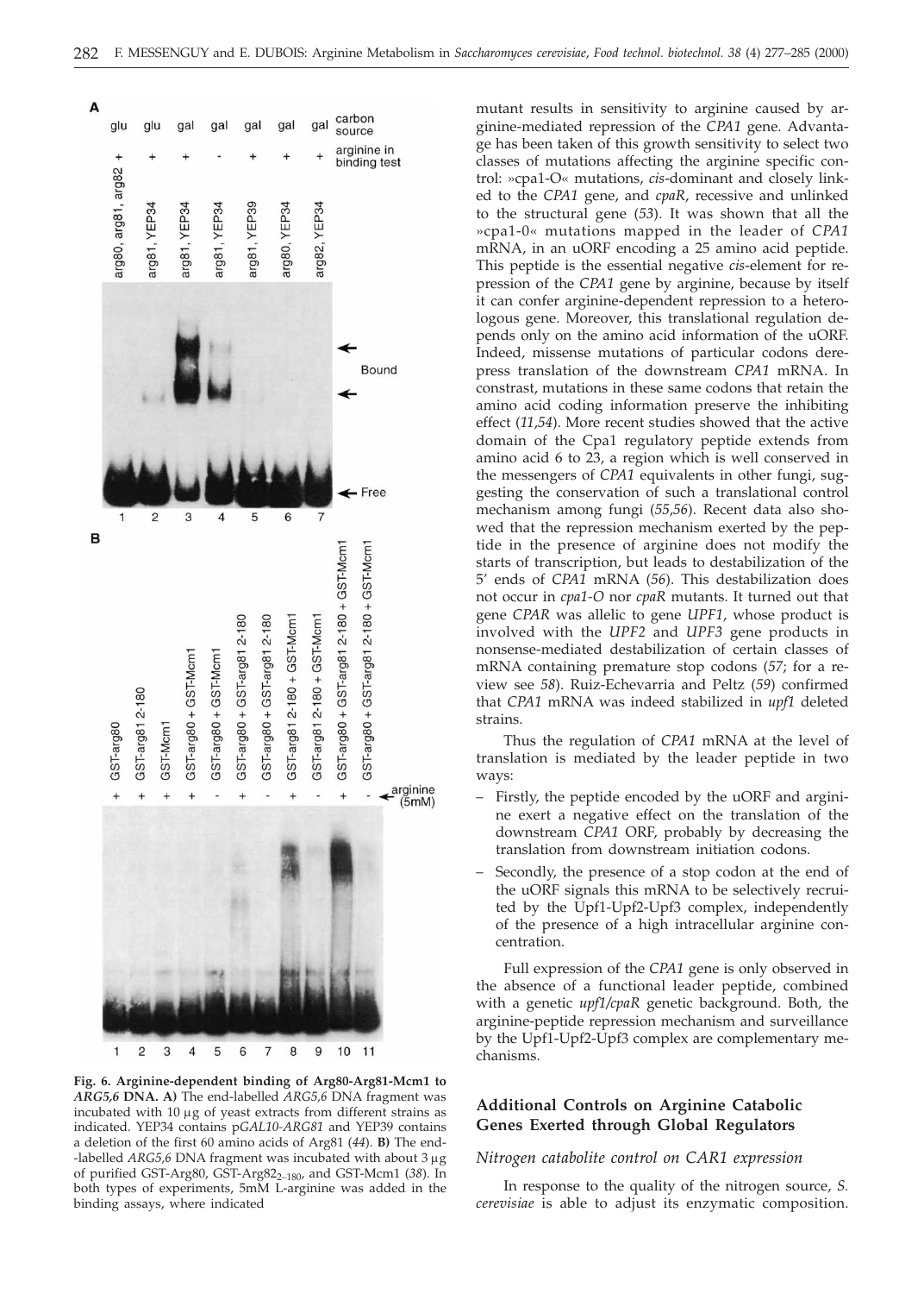Fig. 6. **Arginine-dependent binding of Arg80-Arg81-Mcm1 to *ARG5,6* DNA. A)** The end-labelled *ARG5,6* DNA fragment was incubated with 10 μg of yeast extracts from different strains as indicated. YEP34 contains p*GAL10-ARG81* and YEP39 contains a deletion of the first 60 amino acids of Arg81 (*44*). **B)** The end-labelled *ARG5,6* DNA fragment was incubated with about 3 μg of purified GST-Arg80, GST-Arg82$_{2-180}$, and GST-Mcm1 (*38*). In both types of experiments, 5mM L-arginine was added in the binding assays, where indicated

mutant results in sensitivity to arginine caused by arginine-mediated repression of the *CPA1* gene. Advantage has been taken of this growth sensitivity to select two classes of mutations affecting the arginine specific control: »cpa1-O« mutations, *cis*-dominant and closely linked to the *CPA1* gene, and *cpaR*, recessive and unlinked to the structural gene (*53*). It was shown that all the »cpa1-0« mutations mapped in the leader of *CPA1* mRNA, in an uORF encoding a 25 amino acid peptide. This peptide is the essential negative *cis*-element for repression of the *CPA1* gene by arginine, because by itself it can confer arginine-dependent repression to a heterologous gene. Moreover, this translational regulation depends only on the amino acid information of the uORF. Indeed, missense mutations of particular codons derepress translation of the downstream *CPA1* mRNA. In constrast, mutations in these same codons that retain the amino acid coding information preserve the inhibiting effect (*11,54*). More recent studies showed that the active domain of the Cpa1 regulatory peptide extends from amino acid 6 to 23, a region which is well conserved in the messengers of *CPA1* equivalents in other fungi, suggesting the conservation of such a translational control mechanism among fungi (*55,56*). Recent data also showed that the repression mechanism exerted by the peptide in the presence of arginine does not modify the starts of transcription, but leads to destabilization of the 5' ends of *CPA1* mRNA (*56*). This destabilization does not occur in *cpa1-O* nor *cpaR* mutants. It turned out that gene *CPAR* was allelic to gene *UPF1*, whose product is involved with the *UPF2* and *UPF3* gene products in nonsense-mediated destabilization of certain classes of mRNA containing premature stop codons (*57*; for a review see *58*). Ruiz-Echevarria and Peltz (*59*) confirmed that *CPA1* mRNA was indeed stabilized in *upf1* deleted strains.

Thus the regulation of *CPA1* mRNA at the level of translation is mediated by the leader peptide in two ways:

- Firstly, the peptide encoded by the uORF and arginine exert a negative effect on the translation of the downstream *CPA1* ORF, probably by decreasing the translation from downstream initiation codons.
- Secondly, the presence of a stop codon at the end of the uORF signals this mRNA to be selectively recruited by the Upf1-Upf2-Upf3 complex, independently of the presence of a high intracellular arginine concentration.

Full expression of the *CPA1* gene is only observed in the absence of a functional leader peptide, combined with a genetic *upf1/cpaR* genetic background. Both, the arginine-peptide repression mechanism and surveillance by the Upf1-Upf2-Upf3 complex are complementary mechanisms.

## Additional Controls on Arginine Catabolic Genes Exerted through Global Regulators

### *Nitrogen catabolite control on CAR1 expression*

In response to the quality of the nitrogen source, *S. cerevisiae* is able to adjust its enzymatic composition.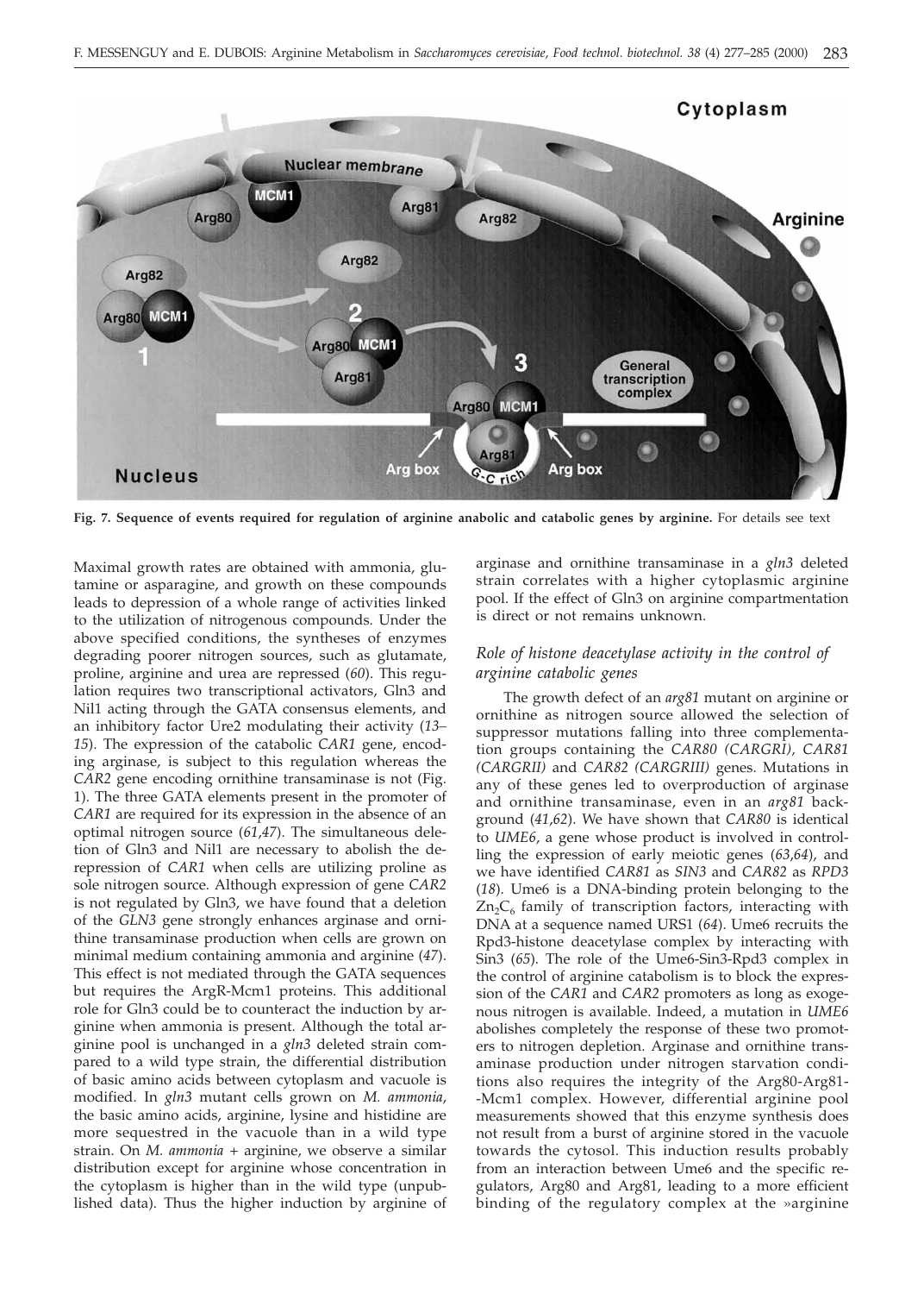**Fig. 7. Sequence of events required for regulation of arginine anabolic and catabolic genes by arginine.** For details see text

Maximal growth rates are obtained with ammonia, glutamine or asparagine, and growth on these compounds leads to depression of a whole range of activities linked to the utilization of nitrogenous compounds. Under the above specified conditions, the syntheses of enzymes degrading poorer nitrogen sources, such as glutamate, proline, arginine and urea are repressed (*60*). This regulation requires two transcriptional activators, Gln3 and Nil1 acting through the GATA consensus elements, and an inhibitory factor Ure2 modulating their activity (*13–15*). The expression of the catabolic *CAR1* gene, encoding arginase, is subject to this regulation whereas the *CAR2* gene encoding ornithine transaminase is not (Fig. 1). The three GATA elements present in the promoter of *CAR1* are required for its expression in the absence of an optimal nitrogen source (*61,47*). The simultaneous deletion of Gln3 and Nil1 are necessary to abolish the derepression of *CAR1* when cells are utilizing proline as sole nitrogen source. Although expression of gene *CAR2* is not regulated by Gln3, we have found that a deletion of the *GLN3* gene strongly enhances arginase and ornithine transaminase production when cells are grown on minimal medium containing ammonia and arginine (*47*). This effect is not mediated through the GATA sequences but requires the ArgR-Mcm1 proteins. This additional role for Gln3 could be to counteract the induction by arginine when ammonia is present. Although the total arginine pool is unchanged in a *gln3* deleted strain compared to a wild type strain, the differential distribution of basic amino acids between cytoplasm and vacuole is modified. In *gln3* mutant cells grown on *M. ammonia*, the basic amino acids, arginine, lysine and histidine are more sequestred in the vacuole than in a wild type strain. On *M. ammonia* + arginine, we observe a similar distribution except for arginine whose concentration in the cytoplasm is higher than in the wild type (unpublished data). Thus the higher induction by arginine of arginase and ornithine transaminase in a *gln3* deleted strain correlates with a higher cytoplasmic arginine pool. If the effect of Gln3 on arginine compartmentation is direct or not remains unknown.

### *Role of histone deacetylase activity in the control of arginine catabolic genes*

The growth defect of an *arg81* mutant on arginine or ornithine as nitrogen source allowed the selection of suppressor mutations falling into three complementation groups containing the *CAR80 (CARGRI)*, *CAR81 (CARGRII)* and *CAR82 (CARGRIII)* genes. Mutations in any of these genes led to overproduction of arginase and ornithine transaminase, even in an *arg81* background (*41,62*). We have shown that *CAR80* is identical to *UME6*, a gene whose product is involved in controlling the expression of early meiotic genes (*63,64*), and we have identified *CAR81* as *SIN3* and *CAR82* as *RPD3* (*18*). Ume6 is a DNA-binding protein belonging to the $Zn_2C_6$ family of transcription factors, interacting with DNA at a sequence named URS1 (*64*). Ume6 recruits the Rpd3-histone deacetylase complex by interacting with Sin3 (*65*). The role of the Ume6-Sin3-Rpd3 complex in the control of arginine catabolism is to block the expression of the *CAR1* and *CAR2* promoters as long as exogenous nitrogen is available. Indeed, a mutation in *UME6* abolishes completely the response of these two promoters to nitrogen depletion. Arginase and ornithine transaminase production under nitrogen starvation conditions also requires the integrity of the Arg80-Arg81-Mcm1 complex. However, differential arginine pool measurements showed that this enzyme synthesis does not result from a burst of arginine stored in the vacuole towards the cytosol. This induction results probably from an interaction between Ume6 and the specific regulators, Arg80 and Arg81, leading to a more efficient binding of the regulatory complex at the »arginine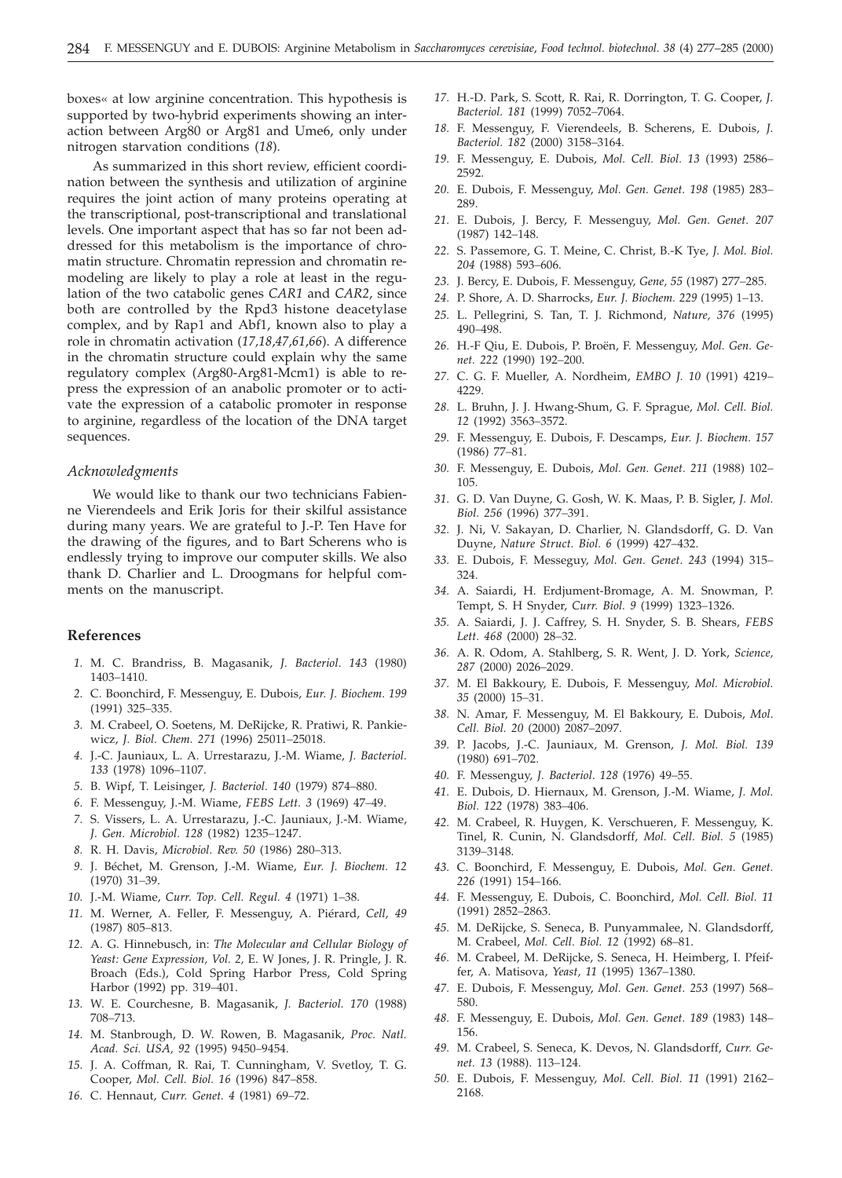boxes« at low arginine concentration. This hypothesis is supported by two-hybrid experiments showing an interaction between Arg80 or Arg81 and Ume6, only under nitrogen starvation conditions (*18*).

As summarized in this short review, efficient coordination between the synthesis and utilization of arginine requires the joint action of many proteins operating at the transcriptional, post-transcriptional and translational levels. One important aspect that has so far not been addressed for this metabolism is the importance of chromatin structure. Chromatin repression and chromatin remodeling are likely to play a role at least in the regulation of the two catabolic genes *CAR1* and *CAR2*, since both are controlled by the Rpd3 histone deacetylase complex, and by Rap1 and Abf1, known also to play a role in chromatin activation (*17,18,47,61,66*). A difference in the chromatin structure could explain why the same regulatory complex (Arg80-Arg81-Mcm1) is able to repress the expression of an anabolic promoter or to activate the expression of a catabolic promoter in response to arginine, regardless of the location of the DNA target sequences.

### *Acknowledgments*

We would like to thank our two technicians Fabienne Vierendeels and Erik Joris for their skilful assistance during many years. We are grateful to J.-P. Ten Have for the drawing of the figures, and to Bart Scherens who is endlessly trying to improve our computer skills. We also thank D. Charlier and L. Droogmans for helpful comments on the manuscript.

## References

1. M. C. Brandriss, B. Magasanik, *J. Bacteriol. 143* (1980) 1403–1410.
2. C. Boonchird, F. Messenguy, E. Dubois, *Eur. J. Biochem. 199* (1991) 325–335.
3. M. Crabeel, O. Soetens, M. DeRijcke, R. Pratiwi, R. Pankiewicz, *J. Biol. Chem. 271* (1996) 25011–25018.
4. J.-C. Jauniaux, L. A. Urrestarazu, J.-M. Wiame, *J. Bacteriol. 133* (1978) 1096–1107.
5. B. Wipf, T. Leisinger, *J. Bacteriol. 140* (1979) 874–880.
6. F. Messenguy, J.-M. Wiame, *FEBS Lett. 3* (1969) 47–49.
7. S. Vissers, L. A. Urrestarazu, J.-C. Jauniaux, J.-M. Wiame, *J. Gen. Microbiol. 128* (1982) 1235–1247.
8. R. H. Davis, *Microbiol. Rev. 50* (1986) 280–313.
9. J. Béchet, M. Grenson, J.-M. Wiame, *Eur. J. Biochem. 12* (1970) 31–39.
10. J.-M. Wiame, *Curr. Top. Cell. Regul. 4* (1971) 1–38.
11. M. Werner, A. Feller, F. Messenguy, A. Piérard, *Cell, 49* (1987) 805–813.
12. A. G. Hinnebusch, in: *The Molecular and Cellular Biology of Yeast: Gene Expression, Vol. 2,* E. W Jones, J. R. Pringle, J. R. Broach (Eds.), Cold Spring Harbor Press, Cold Spring Harbor (1992) pp. 319–401.
13. W. E. Courchesne, B. Magasanik, *J. Bacteriol. 170* (1988) 708–713.
14. M. Stanbrough, D. W. Rowen, B. Magasanik, *Proc. Natl. Acad. Sci. USA, 92* (1995) 9450–9454.
15. J. A. Coffman, R. Rai, T. Cunningham, V. Svetloy, T. G. Cooper, *Mol. Cell. Biol. 16* (1996) 847–858.
16. C. Hennaut, *Curr. Genet. 4* (1981) 69–72.
17. H.-D. Park, S. Scott, R. Rai, R. Dorrington, T. G. Cooper, *J. Bacteriol. 181* (1999) 7052–7064.
18. F. Messenguy, F. Vierendeels, B. Scherens, E. Dubois, *J. Bacteriol. 182* (2000) 3158–3164.
19. F. Messenguy, E. Dubois, *Mol. Cell. Biol. 13* (1993) 2586–2592.
20. E. Dubois, F. Messenguy, *Mol. Gen. Genet. 198* (1985) 283–289.
21. E. Dubois, J. Bercy, F. Messenguy, *Mol. Gen. Genet. 207* (1987) 142–148.
22. S. Passemore, G. T. Meine, C. Christ, B.-K Tye, *J. Mol. Biol. 204* (1988) 593–606.
23. J. Bercy, E. Dubois, F. Messenguy, *Gene, 55* (1987) 277–285.
24. P. Shore, A. D. Sharrocks, *Eur. J. Biochem. 229* (1995) 1–13.
25. L. Pellegrini, S. Tan, T. J. Richmond, *Nature, 376* (1995) 490–498.
26. H.-F Qiu, E. Dubois, P. Broën, F. Messenguy, *Mol. Gen. Genet. 222* (1990) 192–200.
27. C. G. F. Mueller, A. Nordheim, *EMBO J. 10* (1991) 4219–4229.
28. L. Bruhn, J. J. Hwang-Shum, G. F. Sprague, *Mol. Cell. Biol. 12* (1992) 3563–3572.
29. F. Messenguy, E. Dubois, F. Descamps, *Eur. J. Biochem. 157* (1986) 77–81.
30. F. Messenguy, E. Dubois, *Mol. Gen. Genet. 211* (1988) 102–105.
31. G. D. Van Duyne, G. Gosh, W. K. Maas, P. B. Sigler, *J. Mol. Biol. 256* (1996) 377–391.
32. J. Ni, V. Sakayan, D. Charlier, N. Glandsdorff, G. D. Van Duyne, *Nature Struct. Biol. 6* (1999) 427–432.
33. E. Dubois, F. Messeguy, *Mol. Gen. Genet. 243* (1994) 315–324.
34. A. Saiardi, H. Erdjument-Bromage, A. M. Snowman, P. Tempt, S. H Snyder, *Curr. Biol. 9* (1999) 1323–1326.
35. A. Saiardi, J. J. Caffrey, S. H. Snyder, S. B. Shears, *FEBS Lett. 468* (2000) 28–32.
36. A. R. Odom, A. Stahlberg, S. R. Went, J. D. York, *Science, 287* (2000) 2026–2029.
37. M. El Bakkoury, E. Dubois, F. Messenguy, *Mol. Microbiol. 35* (2000) 15–31.
38. N. Amar, F. Messenguy, M. El Bakkoury, E. Dubois, *Mol. Cell. Biol. 20* (2000) 2087–2097.
39. P. Jacobs, J.-C. Jauniaux, M. Grenson, *J. Mol. Biol. 139* (1980) 691–702.
40. F. Messenguy, *J. Bacteriol. 128* (1976) 49–55.
41. E. Dubois, D. Hiernaux, M. Grenson, J.-M. Wiame, *J. Mol. Biol. 122* (1978) 383–406.
42. M. Crabeel, R. Huygen, K. Verschueren, F. Messenguy, K. Tinel, R. Cunin, N. Glandsdorff, *Mol. Cell. Biol. 5* (1985) 3139–3148.
43. C. Boonchird, F. Messenguy, E. Dubois, *Mol. Gen. Genet. 226* (1991) 154–166.
44. F. Messenguy, E. Dubois, C. Boonchird, *Mol. Cell. Biol. 11* (1991) 2852–2863.
45. M. DeRijcke, S. Seneca, B. Punyammalee, N. Glandsdorff, M. Crabeel, *Mol. Cell. Biol. 12* (1992) 68–81.
46. M. Crabeel, M. DeRijcke, S. Seneca, H. Heimberg, I. Pfeiffer, A. Matisova, *Yeast, 11* (1995) 1367–1380.
47. E. Dubois, F. Messenguy, *Mol. Gen. Genet. 253* (1997) 568–580.
48. F. Messenguy, E. Dubois, *Mol. Gen. Genet. 189* (1983) 148–156.
49. M. Crabeel, S. Seneca, K. Devos, N. Glandsdorff, *Curr. Genet. 13* (1988). 113–124.
50. E. Dubois, F. Messenguy, *Mol. Cell. Biol. 11* (1991) 2162–2168.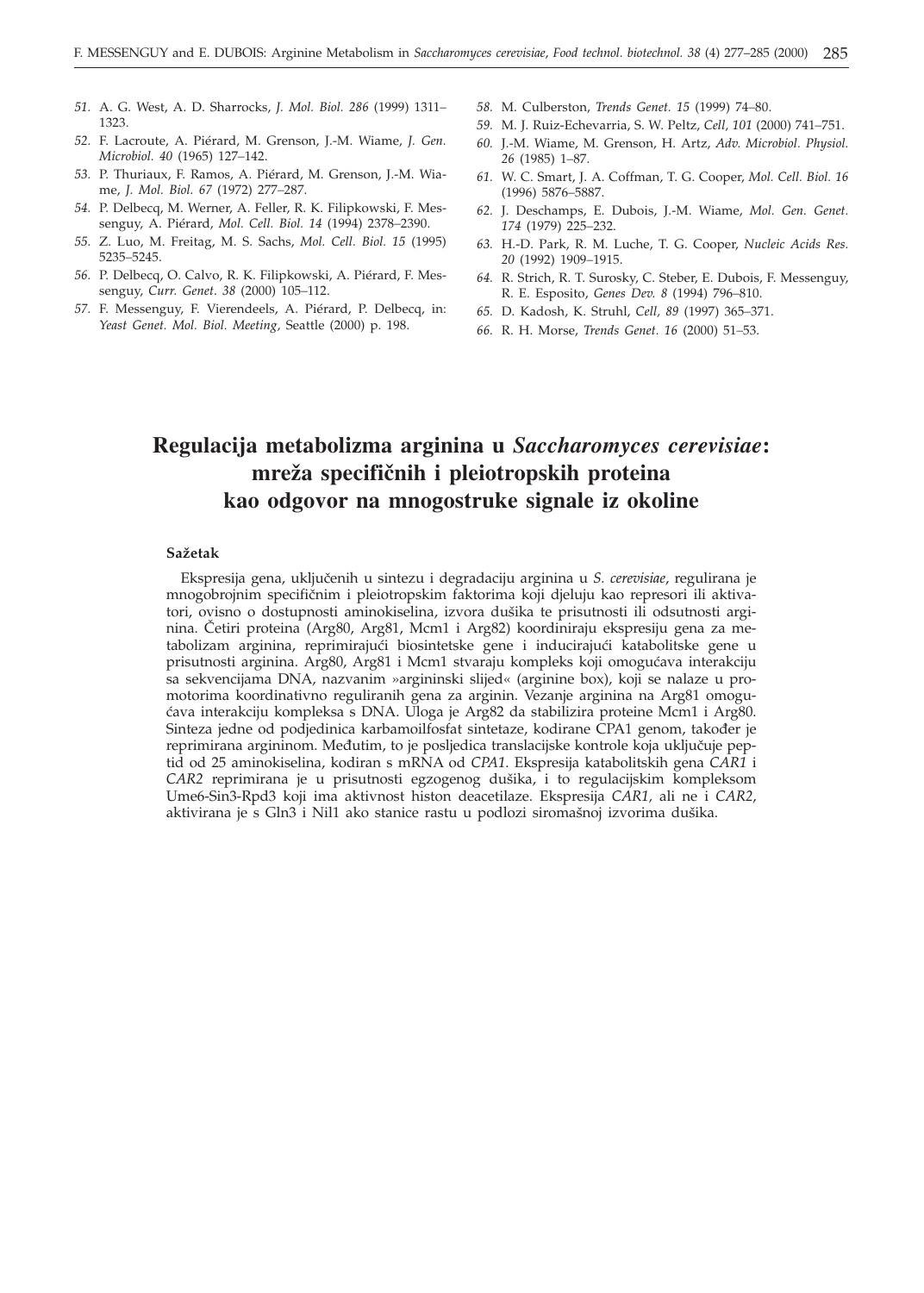51. A. G. West, A. D. Sharrocks, *J. Mol. Biol. 286* (1999) 1311–1323.
52. F. Lacroute, A. Piérard, M. Grenson, J.-M. Wiame, *J. Gen. Microbiol. 40* (1965) 127–142.
53. P. Thuriaux, F. Ramos, A. Piérard, M. Grenson, J.-M. Wiame, *J. Mol. Biol. 67* (1972) 277–287.
54. P. Delbecq, M. Werner, A. Feller, R. K. Filipkowski, F. Messenguy, A. Piérard, *Mol. Cell. Biol. 14* (1994) 2378–2390.
55. Z. Luo, M. Freitag, M. S. Sachs, *Mol. Cell. Biol. 15* (1995) 5235–5245.
56. P. Delbecq, O. Calvo, R. K. Filipkowski, A. Piérard, F. Messenguy, *Curr. Genet. 38* (2000) 105–112.
57. F. Messenguy, F. Vierendeels, A. Piérard, P. Delbecq, in: *Yeast Genet. Mol. Biol. Meeting*, Seattle (2000) p. 198.
58. M. Culberston, *Trends Genet. 15* (1999) 74–80.
59. M. J. Ruiz-Echevarria, S. W. Peltz, *Cell, 101* (2000) 741–751.
60. J.-M. Wiame, M. Grenson, H. Artz, *Adv. Microbiol. Physiol. 26* (1985) 1–87.
61. W. C. Smart, J. A. Coffman, T. G. Cooper, *Mol. Cell. Biol. 16* (1996) 5876–5887.
62. J. Deschamps, E. Dubois, J.-M. Wiame, *Mol. Gen. Genet. 174* (1979) 225–232.
63. H.-D. Park, R. M. Luche, T. G. Cooper, *Nucleic Acids Res. 20* (1992) 1909–1915.
64. R. Strich, R. T. Surosky, C. Steber, E. Dubois, F. Messenguy, R. E. Esposito, *Genes Dev. 8* (1994) 796–810.
65. D. Kadosh, K. Struhl, *Cell, 89* (1997) 365–371.
66. R. H. Morse, *Trends Genet. 16* (2000) 51–53.

# Regulacija metabolizma arginina u *Saccharomyces cerevisiae*: mreža specifičnih i pleiotropskih proteina kao odgovor na mnogostruke signale iz okoline

#### Sažetak

Ekspresija gena, uključenih u sintezu i degradaciju arginina u *S. cerevisiae*, regulirana je mnogobrojnim specifičnim i pleiotropskim faktorima koji djeluju kao represori ili aktivatori, ovisno o dostupnosti aminokiselina, izvora dušika te prisutnosti ili odsutnosti arginina. Četiri proteina (Arg80, Arg81, Mcm1 i Arg82) koordiniraju ekspresiju gena za metabolizam arginina, reprimirajući biosintetske gene i inducirajući katabolitske gene u prisutnosti arginina. Arg80, Arg81 i Mcm1 stvaraju kompleks koji omogućava interakciju sa sekvencijama DNA, nazvanim »argininski slijed« (arginine box), koji se nalaze u promotorima koordinativno reguliranih gena za arginin. Vezanje arginina na Arg81 omogućava interakciju kompleksa s DNA. Uloga je Arg82 da stabilizira proteine Mcm1 i Arg80. Sinteza jedne od podjedinica karbamoilfosfat sintetaze, kodirane CPA1 genom, također je reprimirana argininom. Međutim, to je posljedica translacijske kontrole koja uključuje peptid od 25 aminokiselina, kodiran s mRNA od *CPA1*. Ekspresija katabolitskih gena *CAR1* i *CAR2* reprimirana je u prisutnosti egzogenog dušika, i to regulacijskim kompleksom Ume6-Sin3-Rpd3 koji ima aktivnost histon deacetilaze. Ekspresija *CAR1*, ali ne i *CAR2*, aktivirana je s Gln3 i Nil1 ako stanice rastu u podlozi siromašnoj izvorima dušika.